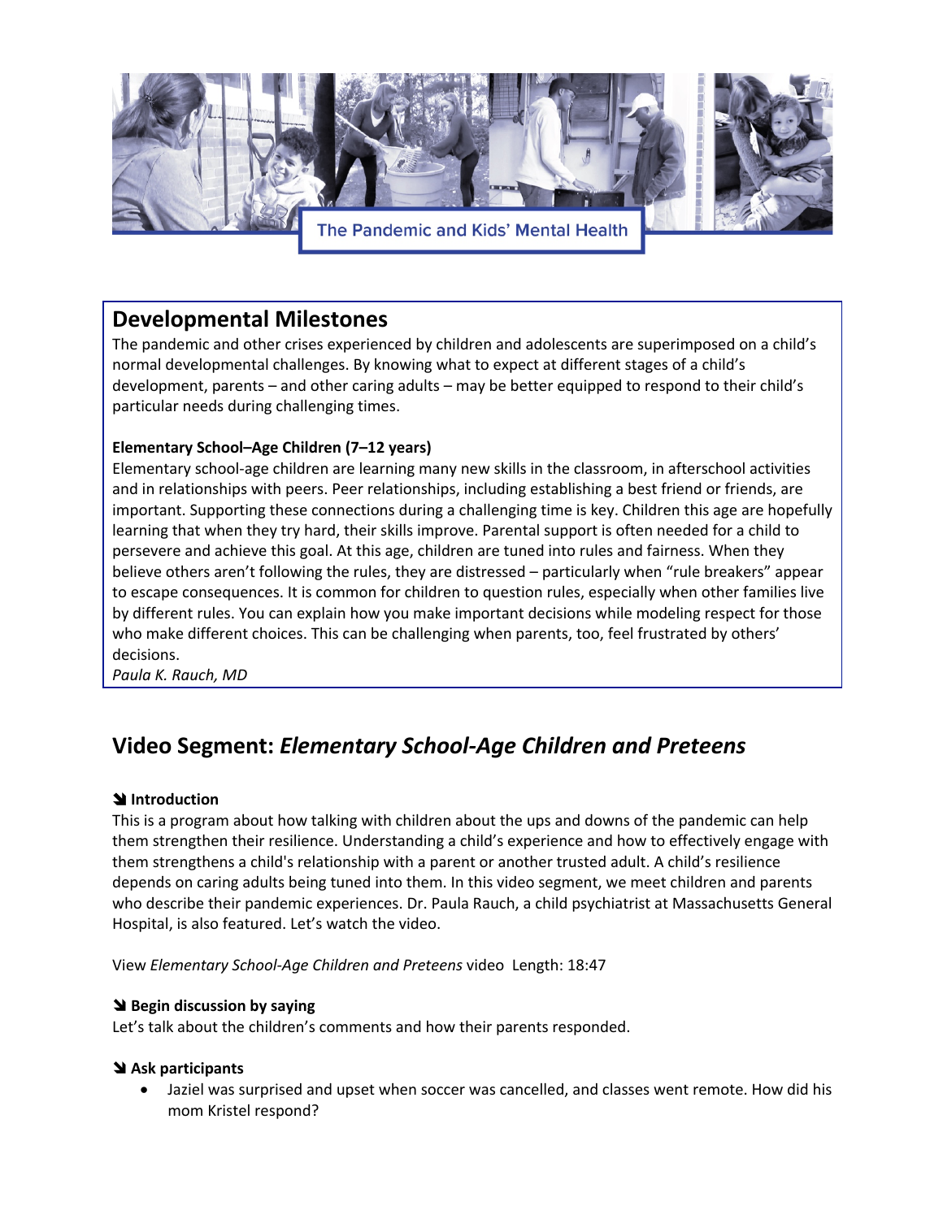The Pandemic and Kids' Mental Health

## Developmental Milestones

The pandemic and other crises experienced by children and adolescents are superimposed on a child's normal developmental challenges. By knowing what to expect at different stages of a child's development, parents – and other caring adults – may be better equipped to respond to their child's particular needs during challenging times.

**Elementary School–Age Children (7–12 years)**

Elementary school-age children are learning many new skills in the classroom, in afterschool activities and in relationships with peers. Peer relationships, including establishing a best friend or friends, are important. Supporting these connections during a challenging time is key. Children this age are hopefully learning that when they try hard, their skills improve. Parental support is often needed for a child to persevere and achieve this goal. At this age, children are tuned into rules and fairness. When they believe others aren't following the rules, they are distressed – particularly when "rule breakers" appear to escape consequences. It is common for children to question rules, especially when other families live by different rules. You can explain how you make important decisions while modeling respect for those who make different choices. This can be challenging when parents, too, feel frustrated by others' decisions.

*Paula K. Rauch, MD*

## Video Segment: *Elementary School-Age Children and Preteens*

**➘ Introduction**

This is a program about how talking with children about the ups and downs of the pandemic can help them strengthen their resilience. Understanding a child's experience and how to effectively engage with them strengthens a child's relationship with a parent or another trusted adult. A child's resilience depends on caring adults being tuned into them. In this video segment, we meet children and parents who describe their pandemic experiences. Dr. Paula Rauch, a child psychiatrist at Massachusetts General Hospital, is also featured. Let's watch the video.

View *Elementary School-Age Children and Preteens* video Length: 18:47

**➘ Begin discussion by saying**

Let's talk about the children's comments and how their parents responded.

**➘ Ask participants**

- Jaziel was surprised and upset when soccer was cancelled, and classes went remote. How did his mom Kristel respond?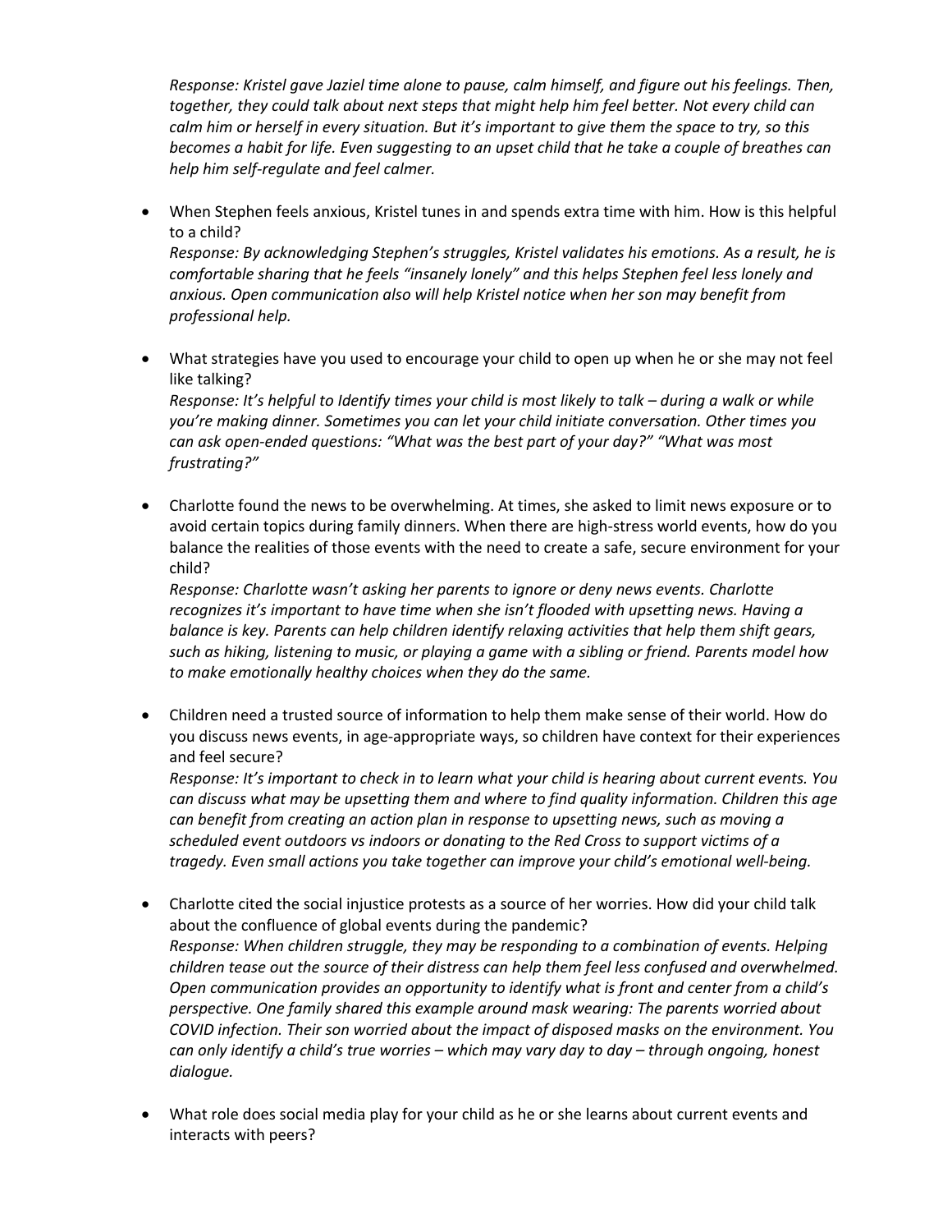*Response: Kristel gave Jaziel time alone to pause, calm himself, and figure out his feelings. Then, together, they could talk about next steps that might help him feel better. Not every child can calm him or herself in every situation. But it's important to give them the space to try, so this becomes a habit for life. Even suggesting to an upset child that he take a couple of breathes can help him self-regulate and feel calmer.*

- When Stephen feels anxious, Kristel tunes in and spends extra time with him. How is this helpful to a child?
  *Response: By acknowledging Stephen's struggles, Kristel validates his emotions. As a result, he is comfortable sharing that he feels "insanely lonely" and this helps Stephen feel less lonely and anxious. Open communication also will help Kristel notice when her son may benefit from professional help.*

- What strategies have you used to encourage your child to open up when he or she may not feel like talking?
  *Response: It's helpful to Identify times your child is most likely to talk – during a walk or while you're making dinner. Sometimes you can let your child initiate conversation. Other times you can ask open-ended questions: "What was the best part of your day?" "What was most frustrating?"*

- Charlotte found the news to be overwhelming. At times, she asked to limit news exposure or to avoid certain topics during family dinners. When there are high-stress world events, how do you balance the realities of those events with the need to create a safe, secure environment for your child?
  *Response: Charlotte wasn't asking her parents to ignore or deny news events. Charlotte recognizes it's important to have time when she isn't flooded with upsetting news. Having a balance is key. Parents can help children identify relaxing activities that help them shift gears, such as hiking, listening to music, or playing a game with a sibling or friend. Parents model how to make emotionally healthy choices when they do the same.*

- Children need a trusted source of information to help them make sense of their world. How do you discuss news events, in age-appropriate ways, so children have context for their experiences and feel secure?
  *Response: It's important to check in to learn what your child is hearing about current events. You can discuss what may be upsetting them and where to find quality information. Children this age can benefit from creating an action plan in response to upsetting news, such as moving a scheduled event outdoors vs indoors or donating to the Red Cross to support victims of a tragedy. Even small actions you take together can improve your child's emotional well-being.*

- Charlotte cited the social injustice protests as a source of her worries. How did your child talk about the confluence of global events during the pandemic?
  *Response: When children struggle, they may be responding to a combination of events. Helping children tease out the source of their distress can help them feel less confused and overwhelmed. Open communication provides an opportunity to identify what is front and center from a child's perspective. One family shared this example around mask wearing: The parents worried about COVID infection. Their son worried about the impact of disposed masks on the environment. You can only identify a child's true worries – which may vary day to day – through ongoing, honest dialogue.*

- What role does social media play for your child as he or she learns about current events and interacts with peers?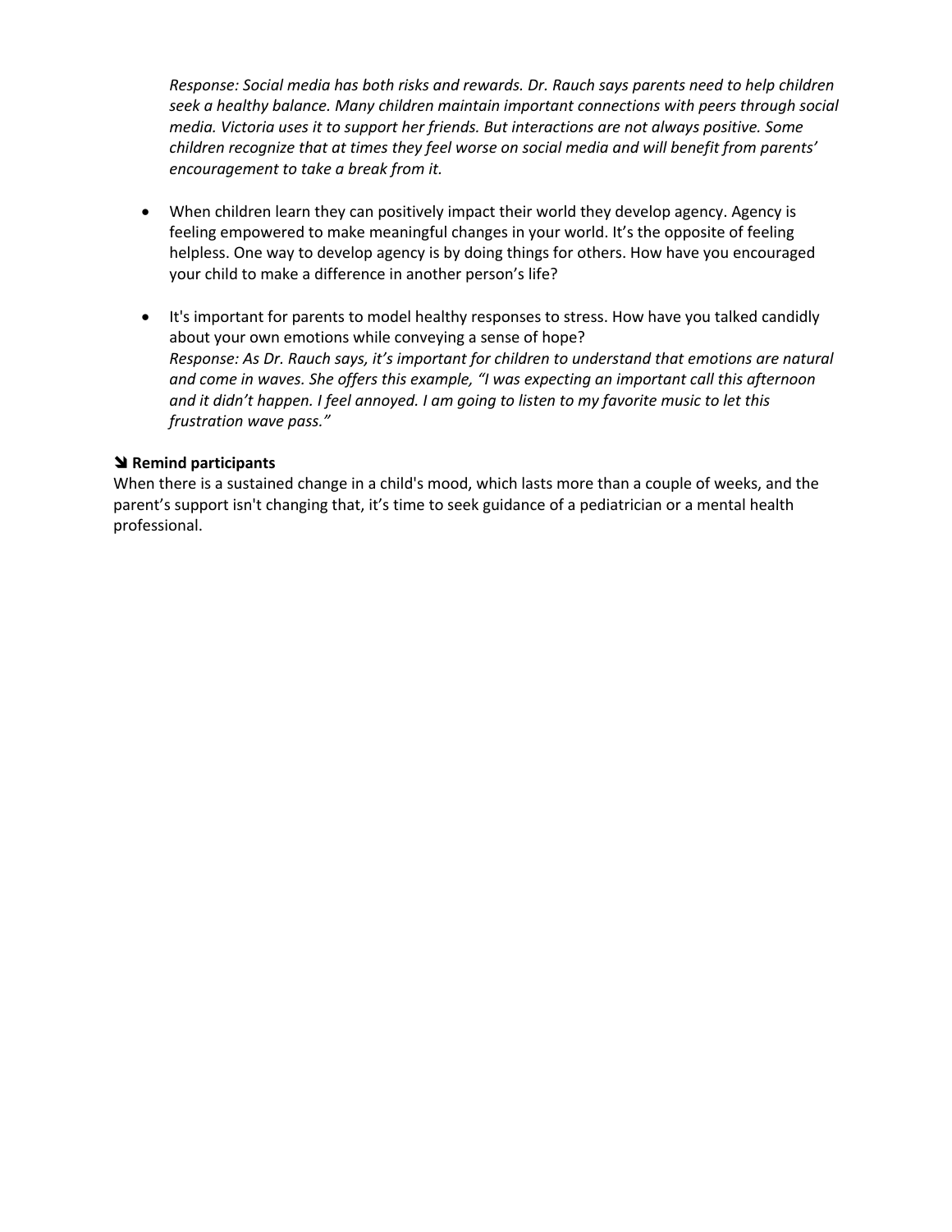*Response: Social media has both risks and rewards. Dr. Rauch says parents need to help children seek a healthy balance. Many children maintain important connections with peers through social media. Victoria uses it to support her friends. But interactions are not always positive. Some children recognize that at times they feel worse on social media and will benefit from parents' encouragement to take a break from it.*

- When children learn they can positively impact their world they develop agency. Agency is feeling empowered to make meaningful changes in your world. It's the opposite of feeling helpless. One way to develop agency is by doing things for others. How have you encouraged your child to make a difference in another person's life?

- It's important for parents to model healthy responses to stress. How have you talked candidly about your own emotions while conveying a sense of hope?
  *Response: As Dr. Rauch says, it's important for children to understand that emotions are natural and come in waves. She offers this example, "I was expecting an important call this afternoon and it didn't happen. I feel annoyed. I am going to listen to my favorite music to let this frustration wave pass."*

➘ **Remind participants**

When there is a sustained change in a child's mood, which lasts more than a couple of weeks, and the parent's support isn't changing that, it's time to seek guidance of a pediatrician or a mental health professional.